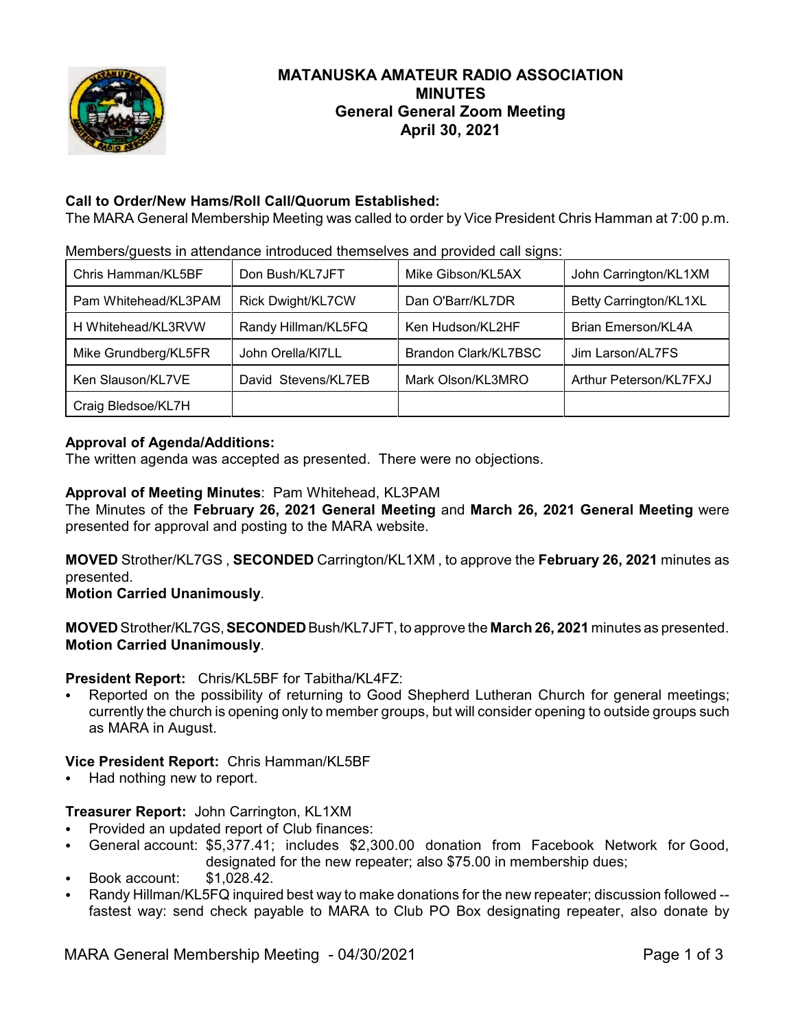# MATANUSKA AMATEUR RADIO ASSOCIATION
## MINUTES
## General General Zoom Meeting
## April 30, 2021

**Call to Order/New Hams/Roll Call/Quorum Established:**
The MARA General Membership Meeting was called to order by Vice President Chris Hamman at 7:00 p.m.

Members/guests in attendance introduced themselves and provided call signs:

| | | | |
|---|---|---|---|
| Chris Hamman/KL5BF | Don Bush/KL7JFT | Mike Gibson/KL5AX | John Carrington/KL1XM |
| Pam Whitehead/KL3PAM | Rick Dwight/KL7CW | Dan O'Barr/KL7DR | Betty Carrington/KL1XL |
| H Whitehead/KL3RVW | Randy Hillman/KL5FQ | Ken Hudson/KL2HF | Brian Emerson/KL4A |
| Mike Grundberg/KL5FR | John Orella/Kl7LL | Brandon Clark/KL7BSC | Jim Larson/AL7FS |
| Ken Slauson/KL7VE | David Stevens/KL7EB | Mark Olson/KL3MRO | Arthur Peterson/KL7FXJ |
| Craig Bledsoe/KL7H | | | |

**Approval of Agenda/Additions:**
The written agenda was accepted as presented. There were no objections.

**Approval of Meeting Minutes**: Pam Whitehead, KL3PAM
The Minutes of the **February 26, 2021 General Meeting** and **March 26, 2021 General Meeting** were presented for approval and posting to the MARA website.

**MOVED** Strother/KL7GS , **SECONDED** Carrington/KL1XM , to approve the **February 26, 2021** minutes as presented.
**Motion Carried Unanimously**.

**MOVED** Strother/KL7GS, **SECONDED** Bush/KL7JFT, to approve the **March 26, 2021** minutes as presented.
**Motion Carried Unanimously**.

**President Report:** Chris/KL5BF for Tabitha/KL4FZ:
- Reported on the possibility of returning to Good Shepherd Lutheran Church for general meetings; currently the church is opening only to member groups, but will consider opening to outside groups such as MARA in August.

**Vice President Report:** Chris Hamman/KL5BF
- Had nothing new to report.

**Treasurer Report:** John Carrington, KL1XM
- Provided an updated report of Club finances:
- General account: $5,377.41; includes $2,300.00 donation from Facebook Network for Good, designated for the new repeater; also $75.00 in membership dues;
- Book account: $1,028.42.
- Randy Hillman/KL5FQ inquired best way to make donations for the new repeater; discussion followed -- fastest way: send check payable to MARA to Club PO Box designating repeater, also donate by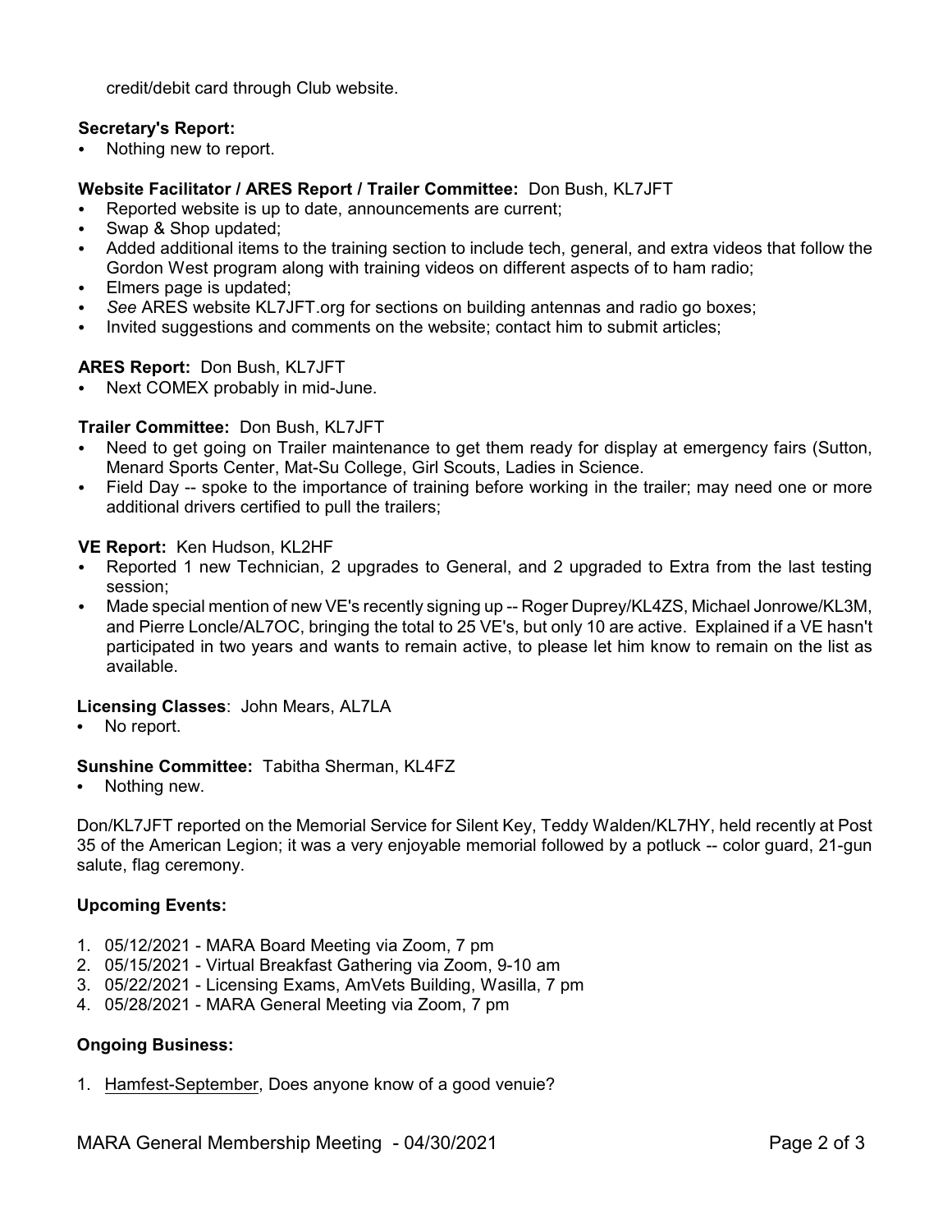credit/debit card through Club website.

**Secretary's Report:**

- Nothing new to report.

**Website Facilitator / ARES Report / Trailer Committee:** Don Bush, KL7JFT

- Reported website is up to date, announcements are current;
- Swap & Shop updated;
- Added additional items to the training section to include tech, general, and extra videos that follow the Gordon West program along with training videos on different aspects of to ham radio;
- Elmers page is updated;
- *See* ARES website KL7JFT.org for sections on building antennas and radio go boxes;
- Invited suggestions and comments on the website; contact him to submit articles;

**ARES Report:** Don Bush, KL7JFT

- Next COMEX probably in mid-June.

**Trailer Committee:** Don Bush, KL7JFT

- Need to get going on Trailer maintenance to get them ready for display at emergency fairs (Sutton, Menard Sports Center, Mat-Su College, Girl Scouts, Ladies in Science.
- Field Day -- spoke to the importance of training before working in the trailer; may need one or more additional drivers certified to pull the trailers;

**VE Report:** Ken Hudson, KL2HF

- Reported 1 new Technician, 2 upgrades to General, and 2 upgraded to Extra from the last testing session;
- Made special mention of new VE's recently signing up -- Roger Duprey/KL4ZS, Michael Jonrowe/KL3M, and Pierre Loncle/AL7OC, bringing the total to 25 VE's, but only 10 are active. Explained if a VE hasn't participated in two years and wants to remain active, to please let him know to remain on the list as available.

**Licensing Classes**: John Mears, AL7LA

- No report.

**Sunshine Committee:** Tabitha Sherman, KL4FZ

- Nothing new.

Don/KL7JFT reported on the Memorial Service for Silent Key, Teddy Walden/KL7HY, held recently at Post 35 of the American Legion; it was a very enjoyable memorial followed by a potluck -- color guard, 21-gun salute, flag ceremony.

**Upcoming Events:**

1. 05/12/2021 - MARA Board Meeting via Zoom, 7 pm
2. 05/15/2021 - Virtual Breakfast Gathering via Zoom, 9-10 am
3. 05/22/2021 - Licensing Exams, AmVets Building, Wasilla, 7 pm
4. 05/28/2021 - MARA General Meeting via Zoom, 7 pm

**Ongoing Business:**

1. Hamfest-September, Does anyone know of a good venuie?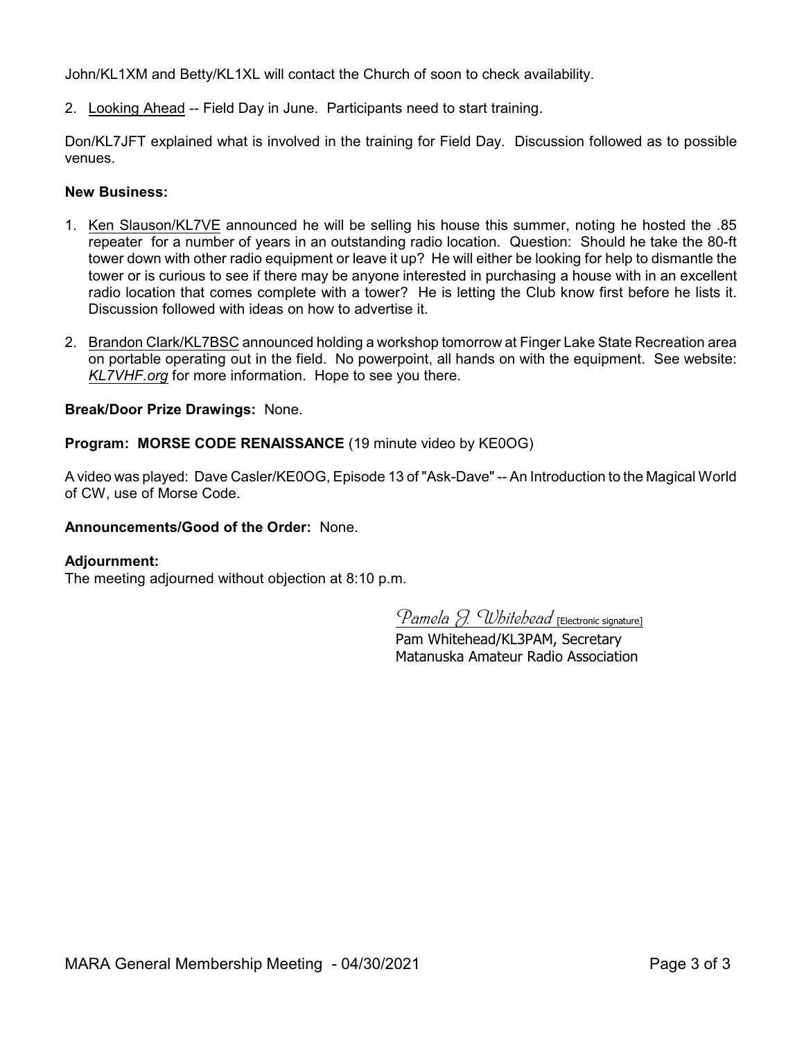John/KL1XM and Betty/KL1XL will contact the Church of soon to check availability.

2. Looking Ahead -- Field Day in June. Participants need to start training.

Don/KL7JFT explained what is involved in the training for Field Day. Discussion followed as to possible venues.

**New Business:**

1. Ken Slauson/KL7VE announced he will be selling his house this summer, noting he hosted the .85 repeater for a number of years in an outstanding radio location. Question: Should he take the 80-ft tower down with other radio equipment or leave it up? He will either be looking for help to dismantle the tower or is curious to see if there may be anyone interested in purchasing a house with in an excellent radio location that comes complete with a tower? He is letting the Club know first before he lists it. Discussion followed with ideas on how to advertise it.

2. Brandon Clark/KL7BSC announced holding a workshop tomorrow at Finger Lake State Recreation area on portable operating out in the field. No powerpoint, all hands on with the equipment. See website: *KL7VHF.org* for more information. Hope to see you there.

**Break/Door Prize Drawings:** None.

**Program: MORSE CODE RENAISSANCE** (19 minute video by KE0OG)

A video was played: Dave Casler/KE0OG, Episode 13 of "Ask-Dave" -- An Introduction to the Magical World of CW, use of Morse Code.

**Announcements/Good of the Order:** None.

**Adjournment:**
The meeting adjourned without objection at 8:10 p.m.

*Pamela J. Whitehead* [Electronic signature]
Pam Whitehead/KL3PAM, Secretary
Matanuska Amateur Radio Association